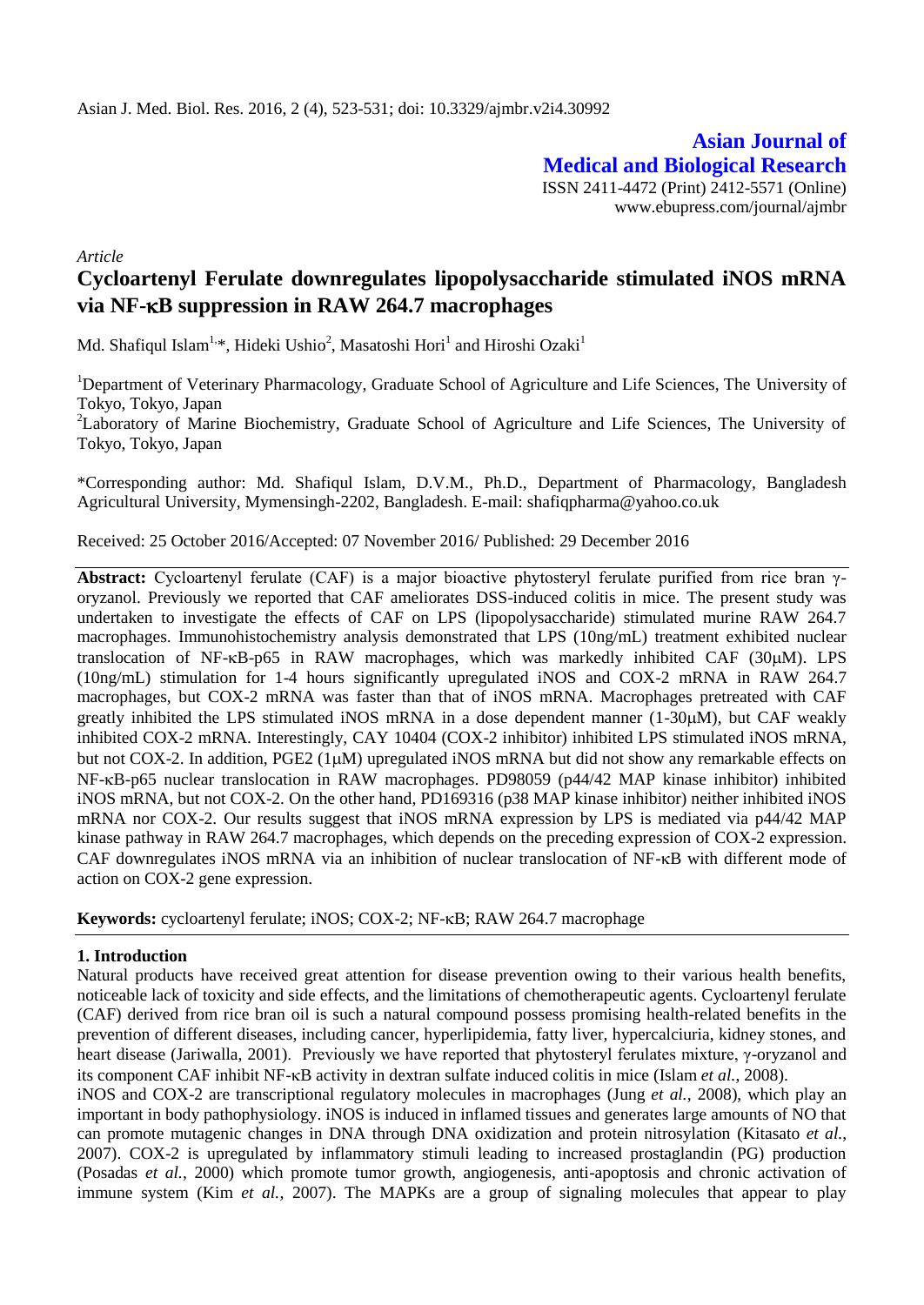*Article*

# Cycloartenyl Ferulate downregulates lipopolysaccharide stimulated iNOS mRNA via NF-κB suppression in RAW 264.7 macrophages

Md. Shafiqul Islam[1,*], Hideki Ushio[2], Masatoshi Hori[1] and Hiroshi Ozaki[1]

[1]Department of Veterinary Pharmacology, Graduate School of Agriculture and Life Sciences, The University of Tokyo, Tokyo, Japan

[2]Laboratory of Marine Biochemistry, Graduate School of Agriculture and Life Sciences, The University of Tokyo, Tokyo, Japan

*Corresponding author: Md. Shafiqul Islam, D.V.M., Ph.D., Department of Pharmacology, Bangladesh Agricultural University, Mymensingh-2202, Bangladesh. E-mail: shafiqpharma@yahoo.co.uk

Received: 25 October 2016/Accepted: 07 November 2016/ Published: 29 December 2016

**Abstract:** Cycloartenyl ferulate (CAF) is a major bioactive phytosteryl ferulate purified from rice bran γ-oryzanol. Previously we reported that CAF ameliorates DSS-induced colitis in mice. The present study was undertaken to investigate the effects of CAF on LPS (lipopolysaccharide) stimulated murine RAW 264.7 macrophages. Immunohistochemistry analysis demonstrated that LPS (10ng/mL) treatment exhibited nuclear translocation of NF-κB-p65 in RAW macrophages, which was markedly inhibited CAF (30μM). LPS (10ng/mL) stimulation for 1-4 hours significantly upregulated iNOS and COX-2 mRNA in RAW 264.7 macrophages, but COX-2 mRNA was faster than that of iNOS mRNA. Macrophages pretreated with CAF greatly inhibited the LPS stimulated iNOS mRNA in a dose dependent manner (1-30μM), but CAF weakly inhibited COX-2 mRNA. Interestingly, CAY 10404 (COX-2 inhibitor) inhibited LPS stimulated iNOS mRNA, but not COX-2. In addition, PGE2 (1μM) upregulated iNOS mRNA but did not show any remarkable effects on NF-κB-p65 nuclear translocation in RAW macrophages. PD98059 (p44/42 MAP kinase inhibitor) inhibited iNOS mRNA, but not COX-2. On the other hand, PD169316 (p38 MAP kinase inhibitor) neither inhibited iNOS mRNA nor COX-2. Our results suggest that iNOS mRNA expression by LPS is mediated via p44/42 MAP kinase pathway in RAW 264.7 macrophages, which depends on the preceding expression of COX-2 expression. CAF downregulates iNOS mRNA via an inhibition of nuclear translocation of NF-κB with different mode of action on COX-2 gene expression.

**Keywords:** cycloartenyl ferulate; iNOS; COX-2; NF-κB; RAW 264.7 macrophage

## 1. Introduction

Natural products have received great attention for disease prevention owing to their various health benefits, noticeable lack of toxicity and side effects, and the limitations of chemotherapeutic agents. Cycloartenyl ferulate (CAF) derived from rice bran oil is such a natural compound possess promising health-related benefits in the prevention of different diseases, including cancer, hyperlipidemia, fatty liver, hypercalciuria, kidney stones, and heart disease (Jariwalla, 2001). Previously we have reported that phytosteryl ferulates mixture, γ-oryzanol and its component CAF inhibit NF-κB activity in dextran sulfate induced colitis in mice (Islam *et al.*, 2008).

iNOS and COX-2 are transcriptional regulatory molecules in macrophages (Jung *et al.*, 2008), which play an important in body pathophysiology. iNOS is induced in inflamed tissues and generates large amounts of NO that can promote mutagenic changes in DNA through DNA oxidization and protein nitrosylation (Kitasato *et al.*, 2007). COX-2 is upregulated by inflammatory stimuli leading to increased prostaglandin (PG) production (Posadas *et al.*, 2000) which promote tumor growth, angiogenesis, anti-apoptosis and chronic activation of immune system (Kim *et al.*, 2007). The MAPKs are a group of signaling molecules that appear to play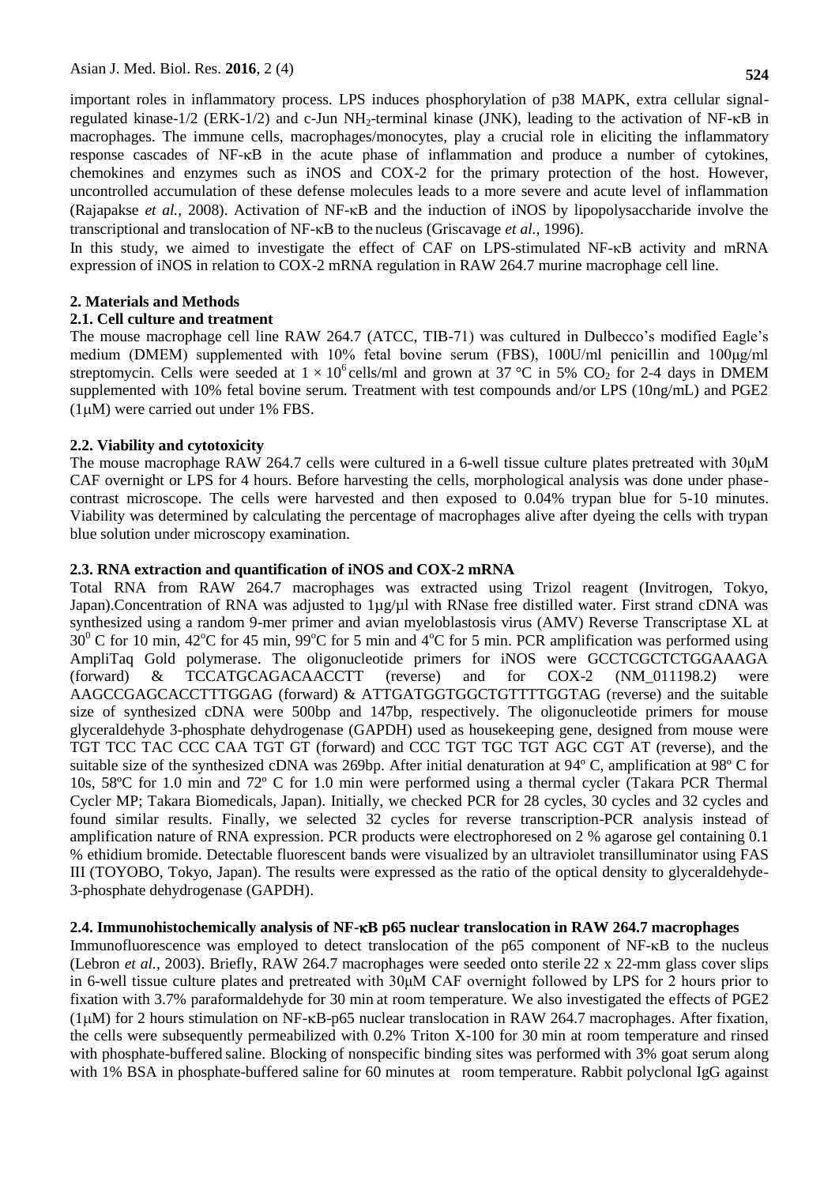important roles in inflammatory process. LPS induces phosphorylation of p38 MAPK, extra cellular signal-regulated kinase-1/2 (ERK-1/2) and c-Jun $NH_2$-terminal kinase (JNK), leading to the activation of NF-κB in macrophages. The immune cells, macrophages/monocytes, play a crucial role in eliciting the inflammatory response cascades of NF-κB in the acute phase of inflammation and produce a number of cytokines, chemokines and enzymes such as iNOS and COX-2 for the primary protection of the host. However, uncontrolled accumulation of these defense molecules leads to a more severe and acute level of inflammation (Rajapakse *et al.*, 2008). Activation of NF-κB and the induction of iNOS by lipopolysaccharide involve the transcriptional and translocation of NF-κB to the nucleus (Griscavage *et al.*, 1996).

In this study, we aimed to investigate the effect of CAF on LPS-stimulated NF-κB activity and mRNA expression of iNOS in relation to COX-2 mRNA regulation in RAW 264.7 murine macrophage cell line.

## 2. Materials and Methods

### 2.1. Cell culture and treatment

The mouse macrophage cell line RAW 264.7 (ATCC, TIB-71) was cultured in Dulbecco's modified Eagle's medium (DMEM) supplemented with 10% fetal bovine serum (FBS), 100U/ml penicillin and 100μg/ml streptomycin. Cells were seeded at $1 \times 10^6$ cells/ml and grown at 37 °C in 5% $CO_2$ for 2-4 days in DMEM supplemented with 10% fetal bovine serum. Treatment with test compounds and/or LPS (10ng/mL) and PGE2 (1μM) were carried out under 1% FBS.

### 2.2. Viability and cytotoxicity

The mouse macrophage RAW 264.7 cells were cultured in a 6-well tissue culture plates pretreated with 30μM CAF overnight or LPS for 4 hours. Before harvesting the cells, morphological analysis was done under phase-contrast microscope. The cells were harvested and then exposed to 0.04% trypan blue for 5-10 minutes. Viability was determined by calculating the percentage of macrophages alive after dyeing the cells with trypan blue solution under microscopy examination.

### 2.3. RNA extraction and quantification of iNOS and COX-2 mRNA

Total RNA from RAW 264.7 macrophages was extracted using Trizol reagent (Invitrogen, Tokyo, Japan).Concentration of RNA was adjusted to 1µg/µl with RNase free distilled water. First strand cDNA was synthesized using a random 9-mer primer and avian myeloblastosis virus (AMV) Reverse Transcriptase XL at $30^0$ C for 10 min, 42°C for 45 min, 99°C for 5 min and 4°C for 5 min. PCR amplification was performed using AmpliTaq Gold polymerase. The oligonucleotide primers for iNOS were GCCTCGCTCTGGAAAGA (forward) & TCCATGCAGACAACCTT (reverse) and for COX-2 (NM_011198.2) were AAGCCGAGCACCTTTGGAG (forward) & ATTGATGGTGGCTGTTTTGGTAG (reverse) and the suitable size of synthesized cDNA were 500bp and 147bp, respectively. The oligonucleotide primers for mouse glyceraldehyde 3-phosphate dehydrogenase (GAPDH) used as housekeeping gene, designed from mouse were TGT TCC TAC CCC CAA TGT GT (forward) and CCC TGT TGC TGT AGC CGT AT (reverse), and the suitable size of the synthesized cDNA was 269bp. After initial denaturation at 94º C, amplification at 98º C for 10s, 58ºC for 1.0 min and 72º C for 1.0 min were performed using a thermal cycler (Takara PCR Thermal Cycler MP; Takara Biomedicals, Japan). Initially, we checked PCR for 28 cycles, 30 cycles and 32 cycles and found similar results. Finally, we selected 32 cycles for reverse transcription-PCR analysis instead of amplification nature of RNA expression. PCR products were electrophoresed on 2 % agarose gel containing 0.1 % ethidium bromide. Detectable fluorescent bands were visualized by an ultraviolet transilluminator using FAS III (TOYOBO, Tokyo, Japan). The results were expressed as the ratio of the optical density to glyceraldehyde-3-phosphate dehydrogenase (GAPDH).

### 2.4. Immunohistochemically analysis of NF-κB p65 nuclear translocation in RAW 264.7 macrophages

Immunofluorescence was employed to detect translocation of the p65 component of NF-κB to the nucleus (Lebron *et al.*, 2003). Briefly, RAW 264.7 macrophages were seeded onto sterile 22 x 22-mm glass cover slips in 6-well tissue culture plates and pretreated with 30μM CAF overnight followed by LPS for 2 hours prior to fixation with 3.7% paraformaldehyde for 30 min at room temperature. We also investigated the effects of PGE2 (1μM) for 2 hours stimulation on NF-κB-p65 nuclear translocation in RAW 264.7 macrophages. After fixation, the cells were subsequently permeabilized with 0.2% Triton X-100 for 30 min at room temperature and rinsed with phosphate-buffered saline. Blocking of nonspecific binding sites was performed with 3% goat serum along with 1% BSA in phosphate-buffered saline for 60 minutes at room temperature. Rabbit polyclonal IgG against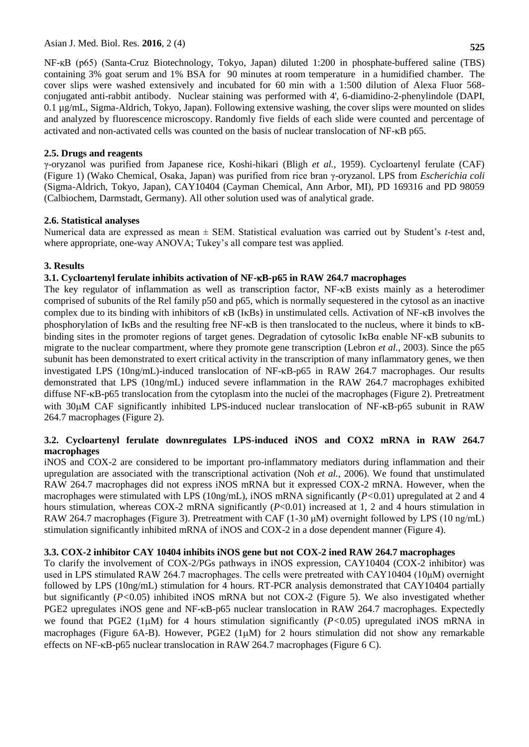NF-κB (p65) (Santa-Cruz Biotechnology, Tokyo, Japan) diluted 1:200 in phosphate-buffered saline (TBS) containing 3% goat serum and 1% BSA for 90 minutes at room temperature in a humidified chamber. The cover slips were washed extensively and incubated for 60 min with a 1:500 dilution of Alexa Fluor 568-conjugated anti-rabbit antibody. Nuclear staining was performed with 4', 6-diamidino-2-phenylindole (DAPI, 0.1 µg/mL, Sigma-Aldrich, Tokyo, Japan). Following extensive washing, the cover slips were mounted on slides and analyzed by fluorescence microscopy. Randomly five fields of each slide were counted and percentage of activated and non-activated cells was counted on the basis of nuclear translocation of NF-κB p65.

### 2.5. Drugs and reagents

γ-oryzanol was purified from Japanese rice, Koshi-hikari (Bligh *et al.*, 1959). Cycloartenyl ferulate (CAF) (Figure 1) (Wako Chemical, Osaka, Japan) was purified from rice bran γ-oryzanol. LPS from *Escherichia coli* (Sigma-Aldrich, Tokyo, Japan), CAY10404 (Cayman Chemical, Ann Arbor, MI), PD 169316 and PD 98059 (Calbiochem, Darmstadt, Germany). All other solution used was of analytical grade.

### 2.6. Statistical analyses

Numerical data are expressed as mean ± SEM. Statistical evaluation was carried out by Student's *t*-test and, where appropriate, one-way ANOVA; Tukey's all compare test was applied.

## 3. Results

### 3.1. Cycloartenyl ferulate inhibits activation of NF-κB-p65 in RAW 264.7 macrophages

The key regulator of inflammation as well as transcription factor, NF-κB exists mainly as a heterodimer comprised of subunits of the Rel family p50 and p65, which is normally sequestered in the cytosol as an inactive complex due to its binding with inhibitors of κB (IκBs) in unstimulated cells. Activation of NF-κB involves the phosphorylation of IκBs and the resulting free NF-κB is then translocated to the nucleus, where it binds to κB-binding sites in the promoter regions of target genes. Degradation of cytosolic IκBα enable NF-κB subunits to migrate to the nuclear compartment, where they promote gene transcription (Lebron *et al.*, 2003). Since the p65 subunit has been demonstrated to exert critical activity in the transcription of many inflammatory genes, we then investigated LPS (10ng/mL)-induced translocation of NF-κB-p65 in RAW 264.7 macrophages. Our results demonstrated that LPS (10ng/mL) induced severe inflammation in the RAW 264.7 macrophages exhibited diffuse NF-κB-p65 translocation from the cytoplasm into the nuclei of the macrophages (Figure 2). Pretreatment with 30μM CAF significantly inhibited LPS-induced nuclear translocation of NF-κB-p65 subunit in RAW 264.7 macrophages (Figure 2).

### 3.2. Cycloartenyl ferulate downregulates LPS-induced iNOS and COX2 mRNA in RAW 264.7 macrophages

iNOS and COX-2 are considered to be important pro-inflammatory mediators during inflammation and their upregulation are associated with the transcriptional activation (Noh *et al.*, 2006). We found that unstimulated RAW 264.7 macrophages did not express iNOS mRNA but it expressed COX-2 mRNA. However, when the macrophages were stimulated with LPS (10ng/mL), iNOS mRNA significantly ($P<0.01$) upregulated at 2 and 4 hours stimulation, whereas COX-2 mRNA significantly ($P<0.01$) increased at 1, 2 and 4 hours stimulation in RAW 264.7 macrophages (Figure 3). Pretreatment with CAF (1-30 μM) overnight followed by LPS (10 ng/mL) stimulation significantly inhibited mRNA of iNOS and COX-2 in a dose dependent manner (Figure 4).

### 3.3. COX-2 inhibitor CAY 10404 inhibits iNOS gene but not COX-2 ined RAW 264.7 macrophages

To clarify the involvement of COX-2/PGs pathways in iNOS expression, CAY10404 (COX-2 inhibitor) was used in LPS stimulated RAW 264.7 macrophages. The cells were pretreated with CAY10404 (10μM) overnight followed by LPS (10ng/mL) stimulation for 4 hours. RT-PCR analysis demonstrated that CAY10404 partially but significantly ($P<0.05$) inhibited iNOS mRNA but not COX-2 (Figure 5). We also investigated whether PGE2 upregulates iNOS gene and NF-κB-p65 nuclear translocation in RAW 264.7 macrophages. Expectedly we found that PGE2 (1μM) for 4 hours stimulation significantly ($P<0.05$) upregulated iNOS mRNA in macrophages (Figure 6A-B). However, PGE2 (1μM) for 2 hours stimulation did not show any remarkable effects on NF-κB-p65 nuclear translocation in RAW 264.7 macrophages (Figure 6 C).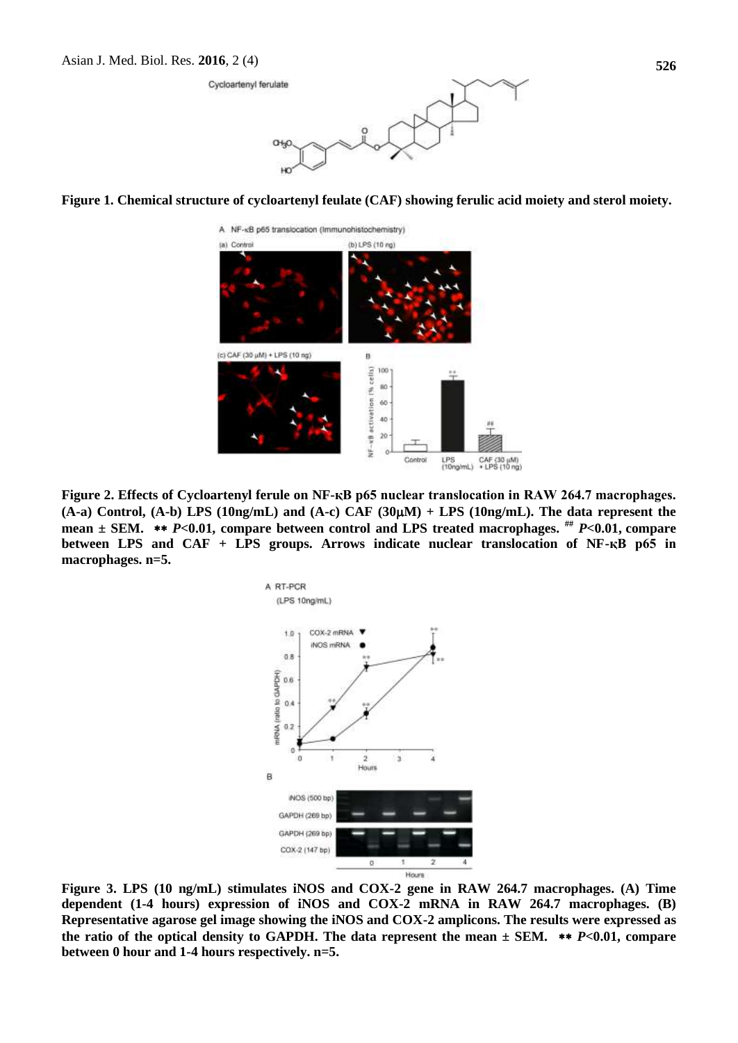**Figure 1. Chemical structure of cycloartenyl feulate (CAF) showing ferulic acid moiety and sterol moiety.**

**Figure 2. Effects of Cycloartenyl ferule on NF-κB p65 nuclear translocation in RAW 264.7 macrophages. (A-a) Control, (A-b) LPS (10ng/mL) and (A-c) CAF (30μM) + LPS (10ng/mL). The data represent the mean ± SEM. ∗∗ $P$<0.01, compare between control and LPS treated macrophages. ## $P$<0.01, compare between LPS and CAF + LPS groups. Arrows indicate nuclear translocation of NF-κB p65 in macrophages. n=5.**

**Figure 3. LPS (10 ng/mL) stimulates iNOS and COX-2 gene in RAW 264.7 macrophages. (A) Time dependent (1-4 hours) expression of iNOS and COX-2 mRNA in RAW 264.7 macrophages. (B) Representative agarose gel image showing the iNOS and COX-2 amplicons. The results were expressed as the ratio of the optical density to GAPDH. The data represent the mean ± SEM. ∗∗ $P$<0.01, compare between 0 hour and 1-4 hours respectively. n=5.**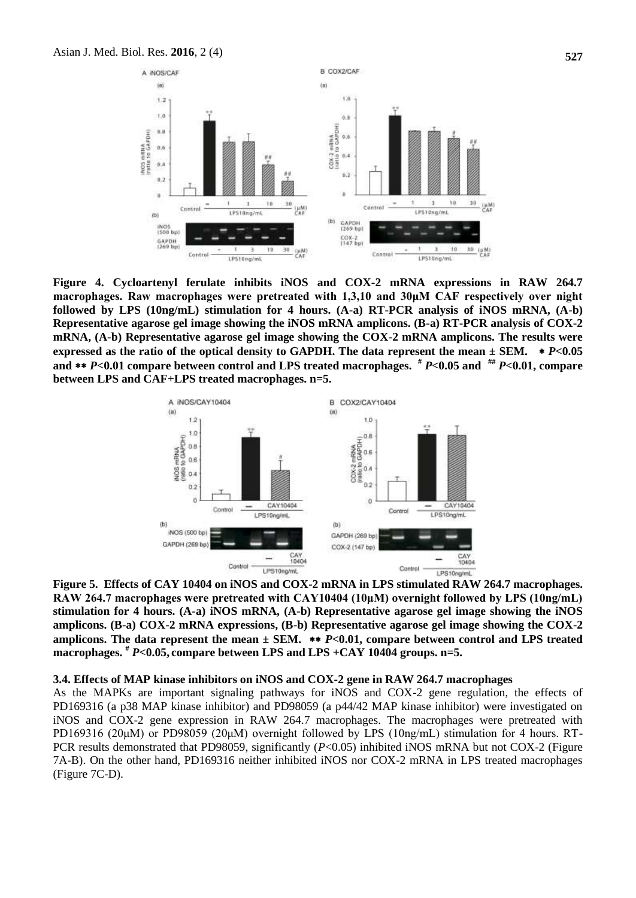**Figure 4. Cycloartenyl ferulate inhibits iNOS and COX-2 mRNA expressions in RAW 264.7 macrophages. Raw macrophages were pretreated with 1,3,10 and 30µM CAF respectively over night followed by LPS (10ng/mL) stimulation for 4 hours. (A-a) RT-PCR analysis of iNOS mRNA, (A-b) Representative agarose gel image showing the iNOS mRNA amplicons. (B-a) RT-PCR analysis of COX-2 mRNA, (A-b) Representative agarose gel image showing the COX-2 mRNA amplicons. The results were expressed as the ratio of the optical density to GAPDH. The data represent the mean ± SEM. ∗ $P$<0.05 and ∗∗ $P$<0.01 compare between control and LPS treated macrophages. # $P$<0.05 and ## $P$<0.01, compare between LPS and CAF+LPS treated macrophages. n=5.**

**Figure 5. Effects of CAY 10404 on iNOS and COX-2 mRNA in LPS stimulated RAW 264.7 macrophages. RAW 264.7 macrophages were pretreated with CAY10404 (10µM) overnight followed by LPS (10ng/mL) stimulation for 4 hours. (A-a) iNOS mRNA, (A-b) Representative agarose gel image showing the iNOS amplicons. (B-a) COX-2 mRNA expressions, (B-b) Representative agarose gel image showing the COX-2 amplicons. The data represent the mean ± SEM. ∗∗ $P$<0.01, compare between control and LPS treated macrophages. # $P$<0.05, compare between LPS and LPS +CAY 10404 groups. n=5.**

### 3.4. Effects of MAP kinase inhibitors on iNOS and COX-2 gene in RAW 264.7 macrophages

As the MAPKs are important signaling pathways for iNOS and COX-2 gene regulation, the effects of PD169316 (a p38 MAP kinase inhibitor) and PD98059 (a p44/42 MAP kinase inhibitor) were investigated on iNOS and COX-2 gene expression in RAW 264.7 macrophages. The macrophages were pretreated with PD169316 (20µM) or PD98059 (20µM) overnight followed by LPS (10ng/mL) stimulation for 4 hours. RT-PCR results demonstrated that PD98059, significantly ($P$<0.05) inhibited iNOS mRNA but not COX-2 (Figure 7A-B). On the other hand, PD169316 neither inhibited iNOS nor COX-2 mRNA in LPS treated macrophages (Figure 7C-D).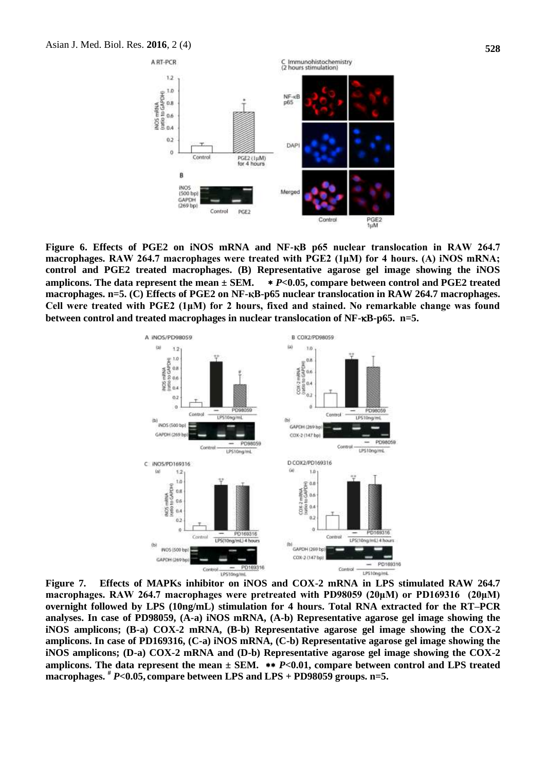**Figure 6. Effects of PGE2 on iNOS mRNA and NF-κB p65 nuclear translocation in RAW 264.7 macrophages. RAW 264.7 macrophages were treated with PGE2 (1μM) for 4 hours. (A) iNOS mRNA; control and PGE2 treated macrophages. (B) Representative agarose gel image showing the iNOS amplicons. The data represent the mean ± SEM. ∗ *P*<0.05, compare between control and PGE2 treated macrophages. n=5. (C) Effects of PGE2 on NF-κB-p65 nuclear translocation in RAW 264.7 macrophages. Cell were treated with PGE2 (1μM) for 2 hours, fixed and stained. No remarkable change was found between control and treated macrophages in nuclear translocation of NF-κB-p65. n=5.**

**Figure 7. Effects of MAPKs inhibitor on iNOS and COX-2 mRNA in LPS stimulated RAW 264.7 macrophages. RAW 264.7 macrophages were pretreated with PD98059 (20μM) or PD169316 (20μM) overnight followed by LPS (10ng/mL) stimulation for 4 hours. Total RNA extracted for the RT–PCR analyses. In case of PD98059, (A-a) iNOS mRNA, (A-b) Representative agarose gel image showing the iNOS amplicons; (B-a) COX-2 mRNA, (B-b) Representative agarose gel image showing the COX-2 amplicons. In case of PD169316, (C-a) iNOS mRNA, (C-b) Representative agarose gel image showing the iNOS amplicons; (D-a) COX-2 mRNA and (D-b) Representative agarose gel image showing the COX-2 amplicons. The data represent the mean ± SEM. ∗∗ *P*<0.01, compare between control and LPS treated macrophages. # *P*<0.05, compare between LPS and LPS + PD98059 groups. n=5.**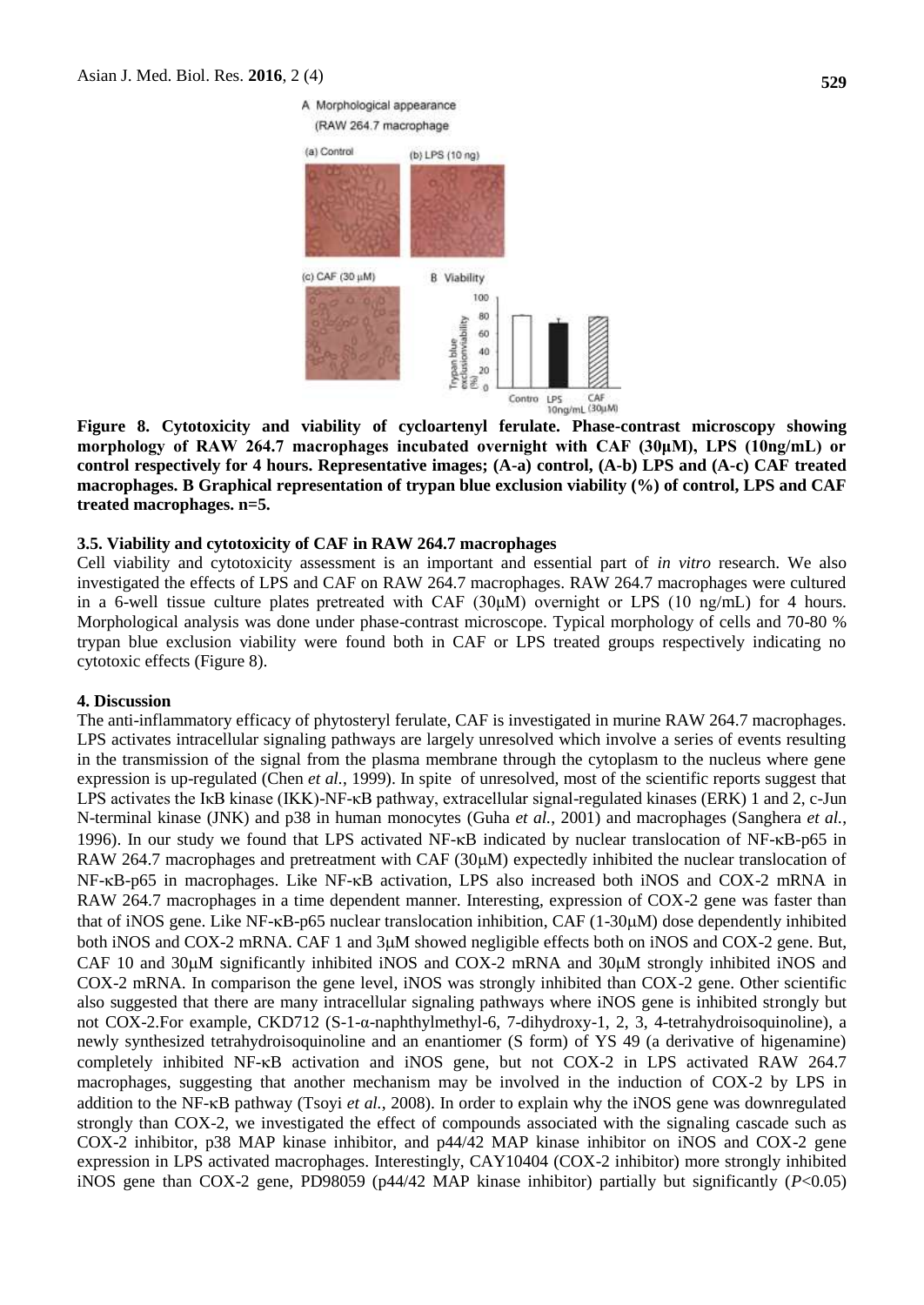A Morphological appearance
(RAW 264.7 macrophage

(a) Control (b) LPS (10 ng)

(c) CAF (30 μM) B Viability

**Figure 8. Cytotoxicity and viability of cycloartenyl ferulate. Phase-contrast microscopy showing morphology of RAW 264.7 macrophages incubated overnight with CAF (30μM), LPS (10ng/mL) or control respectively for 4 hours. Representative images; (A-a) control, (A-b) LPS and (A-c) CAF treated macrophages. B Graphical representation of trypan blue exclusion viability (%) of control, LPS and CAF treated macrophages. n=5.**

### 3.5. Viability and cytotoxicity of CAF in RAW 264.7 macrophages

Cell viability and cytotoxicity assessment is an important and essential part of *in vitro* research. We also investigated the effects of LPS and CAF on RAW 264.7 macrophages. RAW 264.7 macrophages were cultured in a 6-well tissue culture plates pretreated with CAF (30μM) overnight or LPS (10 ng/mL) for 4 hours. Morphological analysis was done under phase-contrast microscope. Typical morphology of cells and 70-80 % trypan blue exclusion viability were found both in CAF or LPS treated groups respectively indicating no cytotoxic effects (Figure 8).

## 4. Discussion

The anti-inflammatory efficacy of phytosteryl ferulate, CAF is investigated in murine RAW 264.7 macrophages. LPS activates intracellular signaling pathways are largely unresolved which involve a series of events resulting in the transmission of the signal from the plasma membrane through the cytoplasm to the nucleus where gene expression is up-regulated (Chen *et al.*, 1999). In spite of unresolved, most of the scientific reports suggest that LPS activates the IκB kinase (IKK)-NF-κB pathway, extracellular signal-regulated kinases (ERK) 1 and 2, c-Jun N-terminal kinase (JNK) and p38 in human monocytes (Guha *et al.*, 2001) and macrophages (Sanghera *et al.*, 1996). In our study we found that LPS activated NF-κB indicated by nuclear translocation of NF-κB-p65 in RAW 264.7 macrophages and pretreatment with CAF (30μM) expectedly inhibited the nuclear translocation of NF-κB-p65 in macrophages. Like NF-κB activation, LPS also increased both iNOS and COX-2 mRNA in RAW 264.7 macrophages in a time dependent manner. Interesting, expression of COX-2 gene was faster than that of iNOS gene. Like NF-κB-p65 nuclear translocation inhibition, CAF (1-30μM) dose dependently inhibited both iNOS and COX-2 mRNA. CAF 1 and 3μM showed negligible effects both on iNOS and COX-2 gene. But, CAF 10 and 30μM significantly inhibited iNOS and COX-2 mRNA and 30μM strongly inhibited iNOS and COX-2 mRNA. In comparison the gene level, iNOS was strongly inhibited than COX-2 gene. Other scientific also suggested that there are many intracellular signaling pathways where iNOS gene is inhibited strongly but not COX-2.For example, CKD712 (S-1-α-naphthylmethyl-6, 7-dihydroxy-1, 2, 3, 4-tetrahydroisoquinoline), a newly synthesized tetrahydroisoquinoline and an enantiomer (S form) of YS 49 (a derivative of higenamine) completely inhibited NF-κB activation and iNOS gene, but not COX-2 in LPS activated RAW 264.7 macrophages, suggesting that another mechanism may be involved in the induction of COX-2 by LPS in addition to the NF-κB pathway (Tsoyi *et al.*, 2008). In order to explain why the iNOS gene was downregulated strongly than COX-2, we investigated the effect of compounds associated with the signaling cascade such as COX-2 inhibitor, p38 MAP kinase inhibitor, and p44/42 MAP kinase inhibitor on iNOS and COX-2 gene expression in LPS activated macrophages. Interestingly, CAY10404 (COX-2 inhibitor) more strongly inhibited iNOS gene than COX-2 gene, PD98059 (p44/42 MAP kinase inhibitor) partially but significantly ($P$<0.05)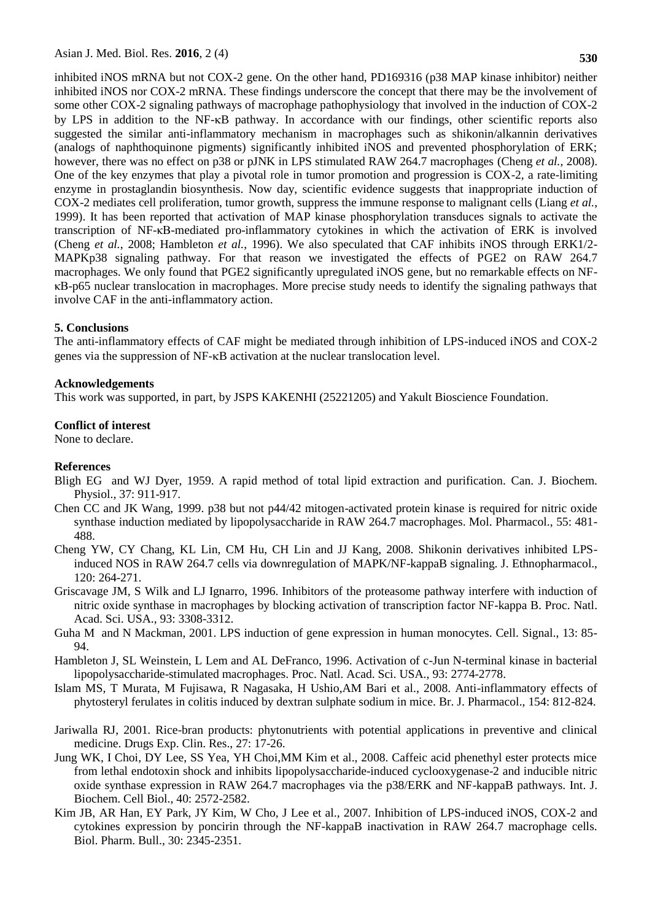inhibited iNOS mRNA but not COX-2 gene. On the other hand, PD169316 (p38 MAP kinase inhibitor) neither inhibited iNOS nor COX-2 mRNA. These findings underscore the concept that there may be the involvement of some other COX-2 signaling pathways of macrophage pathophysiology that involved in the induction of COX-2 by LPS in addition to the NF-κB pathway. In accordance with our findings, other scientific reports also suggested the similar anti-inflammatory mechanism in macrophages such as shikonin/alkannin derivatives (analogs of naphthoquinone pigments) significantly inhibited iNOS and prevented phosphorylation of ERK; however, there was no effect on p38 or pJNK in LPS stimulated RAW 264.7 macrophages (Cheng *et al.*, 2008). One of the key enzymes that play a pivotal role in tumor promotion and progression is COX-2, a rate-limiting enzyme in prostaglandin biosynthesis. Now day, scientific evidence suggests that inappropriate induction of COX-2 mediates cell proliferation, tumor growth, suppress the immune response to malignant cells (Liang *et al.*, 1999). It has been reported that activation of MAP kinase phosphorylation transduces signals to activate the transcription of NF-κB-mediated pro-inflammatory cytokines in which the activation of ERK is involved (Cheng *et al.*, 2008; Hambleton *et al.*, 1996). We also speculated that CAF inhibits iNOS through ERK1/2-MAPKp38 signaling pathway. For that reason we investigated the effects of PGE2 on RAW 264.7 macrophages. We only found that PGE2 significantly upregulated iNOS gene, but no remarkable effects on NF-κB-p65 nuclear translocation in macrophages. More precise study needs to identify the signaling pathways that involve CAF in the anti-inflammatory action.

## 5. Conclusions

The anti-inflammatory effects of CAF might be mediated through inhibition of LPS-induced iNOS and COX-2 genes via the suppression of NF-κB activation at the nuclear translocation level.

## Acknowledgements

This work was supported, in part, by JSPS KAKENHI (25221205) and Yakult Bioscience Foundation.

## Conflict of interest

None to declare.

## References

Bligh EG and WJ Dyer, 1959. A rapid method of total lipid extraction and purification. Can. J. Biochem. Physiol., 37: 911-917.

Chen CC and JK Wang, 1999. p38 but not p44/42 mitogen-activated protein kinase is required for nitric oxide synthase induction mediated by lipopolysaccharide in RAW 264.7 macrophages. Mol. Pharmacol., 55: 481-488.

Cheng YW, CY Chang, KL Lin, CM Hu, CH Lin and JJ Kang, 2008. Shikonin derivatives inhibited LPS-induced NOS in RAW 264.7 cells via downregulation of MAPK/NF-kappaB signaling. J. Ethnopharmacol., 120: 264-271.

Griscavage JM, S Wilk and LJ Ignarro, 1996. Inhibitors of the proteasome pathway interfere with induction of nitric oxide synthase in macrophages by blocking activation of transcription factor NF-kappa B. Proc. Natl. Acad. Sci. USA., 93: 3308-3312.

Guha M and N Mackman, 2001. LPS induction of gene expression in human monocytes. Cell. Signal., 13: 85-94.

Hambleton J, SL Weinstein, L Lem and AL DeFranco, 1996. Activation of c-Jun N-terminal kinase in bacterial lipopolysaccharide-stimulated macrophages. Proc. Natl. Acad. Sci. USA., 93: 2774-2778.

Islam MS, T Murata, M Fujisawa, R Nagasaka, H Ushio,AM Bari et al., 2008. Anti-inflammatory effects of phytosteryl ferulates in colitis induced by dextran sulphate sodium in mice. Br. J. Pharmacol., 154: 812-824.

Jariwalla RJ, 2001. Rice-bran products: phytonutrients with potential applications in preventive and clinical medicine. Drugs Exp. Clin. Res., 27: 17-26.

Jung WK, I Choi, DY Lee, SS Yea, YH Choi,MM Kim et al., 2008. Caffeic acid phenethyl ester protects mice from lethal endotoxin shock and inhibits lipopolysaccharide-induced cyclooxygenase-2 and inducible nitric oxide synthase expression in RAW 264.7 macrophages via the p38/ERK and NF-kappaB pathways. Int. J. Biochem. Cell Biol., 40: 2572-2582.

Kim JB, AR Han, EY Park, JY Kim, W Cho, J Lee et al., 2007. Inhibition of LPS-induced iNOS, COX-2 and cytokines expression by poncirin through the NF-kappaB inactivation in RAW 264.7 macrophage cells. Biol. Pharm. Bull., 30: 2345-2351.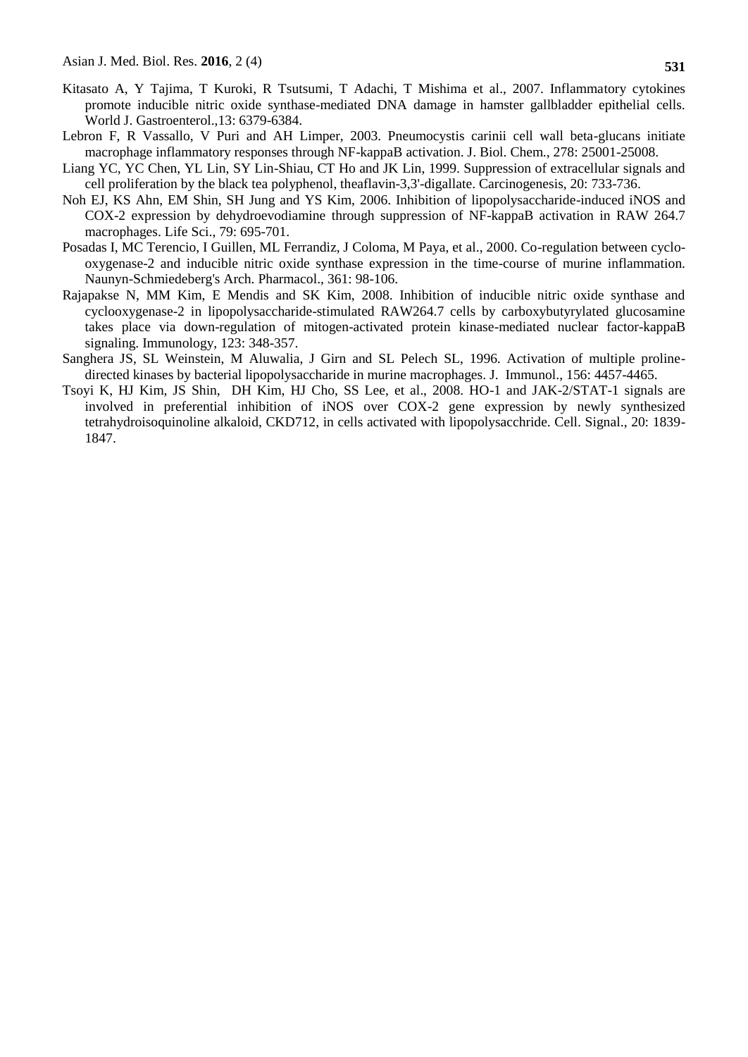Kitasato A, Y Tajima, T Kuroki, R Tsutsumi, T Adachi, T Mishima et al., 2007. Inflammatory cytokines promote inducible nitric oxide synthase-mediated DNA damage in hamster gallbladder epithelial cells. World J. Gastroenterol.,13: 6379-6384.

Lebron F, R Vassallo, V Puri and AH Limper, 2003. Pneumocystis carinii cell wall beta-glucans initiate macrophage inflammatory responses through NF-kappaB activation. J. Biol. Chem., 278: 25001-25008.

Liang YC, YC Chen, YL Lin, SY Lin-Shiau, CT Ho and JK Lin, 1999. Suppression of extracellular signals and cell proliferation by the black tea polyphenol, theaflavin-3,3'-digallate. Carcinogenesis, 20: 733-736.

Noh EJ, KS Ahn, EM Shin, SH Jung and YS Kim, 2006. Inhibition of lipopolysaccharide-induced iNOS and COX-2 expression by dehydroevodiamine through suppression of NF-kappaB activation in RAW 264.7 macrophages. Life Sci., 79: 695-701.

Posadas I, MC Terencio, I Guillen, ML Ferrandiz, J Coloma, M Paya, et al., 2000. Co-regulation between cyclo-oxygenase-2 and inducible nitric oxide synthase expression in the time-course of murine inflammation. Naunyn-Schmiedeberg's Arch. Pharmacol., 361: 98-106.

Rajapakse N, MM Kim, E Mendis and SK Kim, 2008. Inhibition of inducible nitric oxide synthase and cyclooxygenase-2 in lipopolysaccharide-stimulated RAW264.7 cells by carboxybutyrylated glucosamine takes place via down-regulation of mitogen-activated protein kinase-mediated nuclear factor-kappaB signaling. Immunology, 123: 348-357.

Sanghera JS, SL Weinstein, M Aluwalia, J Girn and SL Pelech SL, 1996. Activation of multiple proline-directed kinases by bacterial lipopolysaccharide in murine macrophages. J. Immunol., 156: 4457-4465.

Tsoyi K, HJ Kim, JS Shin, DH Kim, HJ Cho, SS Lee, et al., 2008. HO-1 and JAK-2/STAT-1 signals are involved in preferential inhibition of iNOS over COX-2 gene expression by newly synthesized tetrahydroisoquinoline alkaloid, CKD712, in cells activated with lipopolysacchride. Cell. Signal., 20: 1839-1847.